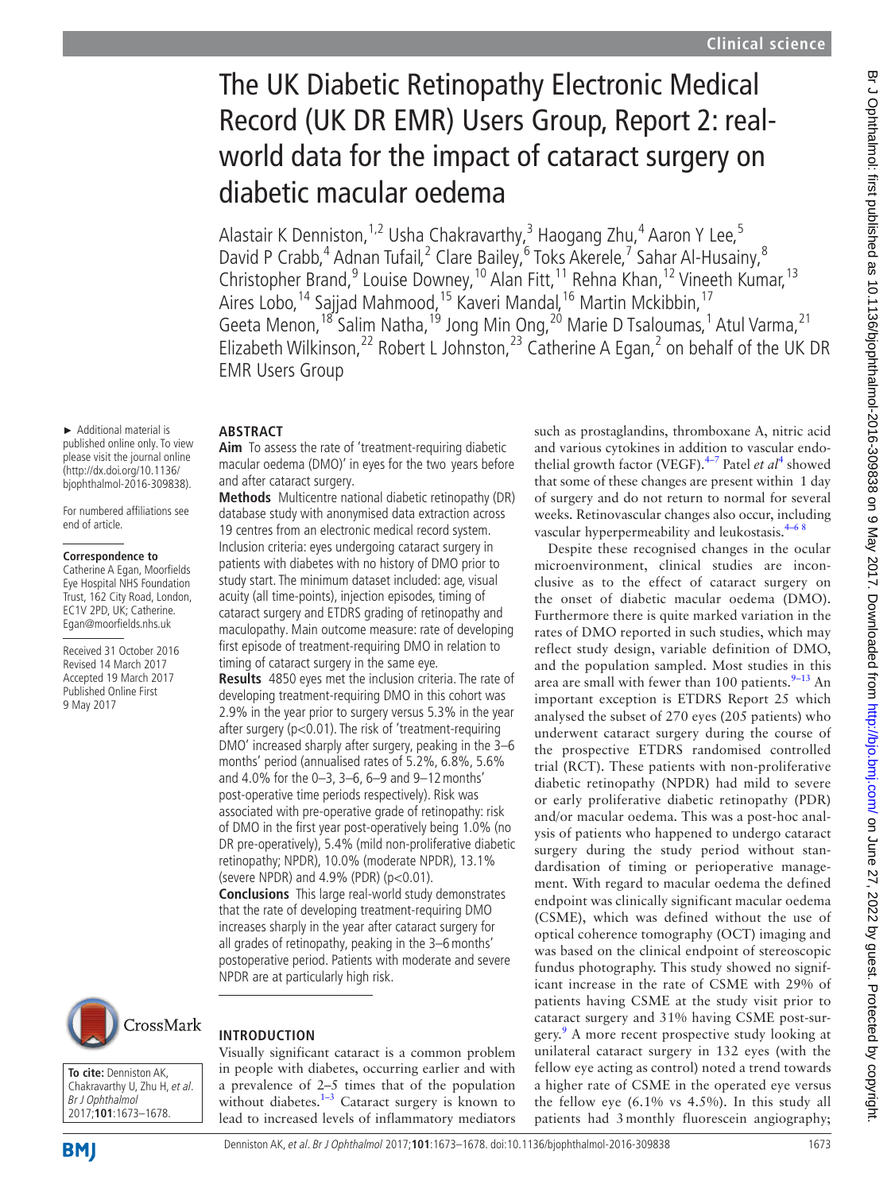# The UK Diabetic Retinopathy Electronic Medical Record (UK DR EMR) Users Group, Report 2: real-world data for the impact of cataract surgery on diabetic macular oedema

Alastair K Denniston,[1,2] Usha Chakravarthy,[3] Haogang Zhu,[4] Aaron Y Lee,[5] David P Crabb,[4] Adnan Tufail,[2] Clare Bailey,[6] Toks Akerele,[7] Sahar Al-Husainy,[8] Christopher Brand,[9] Louise Downey,[10] Alan Fitt,[11] Rehna Khan,[12] Vineeth Kumar,[13] Aires Lobo,[14] Sajjad Mahmood,[15] Kaveri Mandal,[16] Martin Mckibbin,[17] Geeta Menon,[18] Salim Natha,[19] Jong Min Ong,[20] Marie D Tsaloumas,[1] Atul Varma,[21] Elizabeth Wilkinson,[22] Robert L Johnston,[23] Catherine A Egan,[2] on behalf of the UK DR EMR Users Group

► Additional material is published online only. To view please visit the journal online (http://dx.doi.org/10.1136/bjophthalmol-2016-309838).

For numbered affiliations see end of article.

**Correspondence to**
Catherine A Egan, Moorfields Eye Hospital NHS Foundation Trust, 162 City Road, London, EC1V 2PD, UK; Catherine.Egan@moorfields.nhs.uk

Received 31 October 2016
Revised 14 March 2017
Accepted 19 March 2017
Published Online First 9 May 2017

**To cite:** Denniston AK, Chakravarthy U, Zhu H, *et al*. *Br J Ophthalmol* 2017;**101**:1673–1678.

## ABSTRACT

**Aim** To assess the rate of 'treatment-requiring diabetic macular oedema (DMO)' in eyes for the two years before and after cataract surgery.

**Methods** Multicentre national diabetic retinopathy (DR) database study with anonymised data extraction across 19 centres from an electronic medical record system. Inclusion criteria: eyes undergoing cataract surgery in patients with diabetes with no history of DMO prior to study start. The minimum dataset included: age, visual acuity (all time-points), injection episodes, timing of cataract surgery and ETDRS grading of retinopathy and maculopathy. Main outcome measure: rate of developing first episode of treatment-requiring DMO in relation to timing of cataract surgery in the same eye.

**Results** 4850 eyes met the inclusion criteria. The rate of developing treatment-requiring DMO in this cohort was 2.9% in the year prior to surgery versus 5.3% in the year after surgery ($p<0.01$). The risk of 'treatment-requiring DMO' increased sharply after surgery, peaking in the 3–6 months' period (annualised rates of 5.2%, 6.8%, 5.6% and 4.0% for the 0–3, 3–6, 6–9 and 9–12 months' post-operative time periods respectively). Risk was associated with pre-operative grade of retinopathy: risk of DMO in the first year post-operatively being 1.0% (no DR pre-operatively), 5.4% (mild non-proliferative diabetic retinopathy; NPDR), 10.0% (moderate NPDR), 13.1% (severe NPDR) and 4.9% (PDR) ($p<0.01$).

**Conclusions** This large real-world study demonstrates that the rate of developing treatment-requiring DMO increases sharply in the year after cataract surgery for all grades of retinopathy, peaking in the 3–6 months' postoperative period. Patients with moderate and severe NPDR are at particularly high risk.

## INTRODUCTION

Visually significant cataract is a common problem in people with diabetes, occurring earlier and with a prevalence of 2–5 times that of the population without diabetes.[1–3] Cataract surgery is known to lead to increased levels of inflammatory mediators such as prostaglandins, thromboxane A, nitric acid and various cytokines in addition to vascular endothelial growth factor (VEGF).[4–7] Patel *et al*[4] showed that some of these changes are present within 1 day of surgery and do not return to normal for several weeks. Retinovascular changes also occur, including vascular hyperpermeability and leukostasis.[4–6 8]

Despite these recognised changes in the ocular microenvironment, clinical studies are inconclusive as to the effect of cataract surgery on the onset of diabetic macular oedema (DMO). Furthermore there is quite marked variation in the rates of DMO reported in such studies, which may reflect study design, variable definition of DMO, and the population sampled. Most studies in this area are small with fewer than 100 patients.[9–13] An important exception is ETDRS Report 25 which analysed the subset of 270 eyes (205 patients) who underwent cataract surgery during the course of the prospective ETDRS randomised controlled trial (RCT). These patients with non-proliferative diabetic retinopathy (NPDR) had mild to severe or early proliferative diabetic retinopathy (PDR) and/or macular oedema. This was a post-hoc analysis of patients who happened to undergo cataract surgery during the study period without standardisation of timing or perioperative management. With regard to macular oedema the defined endpoint was clinically significant macular oedema (CSME), which was defined without the use of optical coherence tomography (OCT) imaging and was based on the clinical endpoint of stereoscopic fundus photography. This study showed no significant increase in the rate of CSME with 29% of patients having CSME at the study visit prior to cataract surgery and 31% having CSME post-surgery.[9] A more recent prospective study looking at unilateral cataract surgery in 132 eyes (with the fellow eye acting as control) noted a trend towards a higher rate of CSME in the operated eye versus the fellow eye (6.1% vs 4.5%). In this study all patients had 3 monthly fluorescein angiography;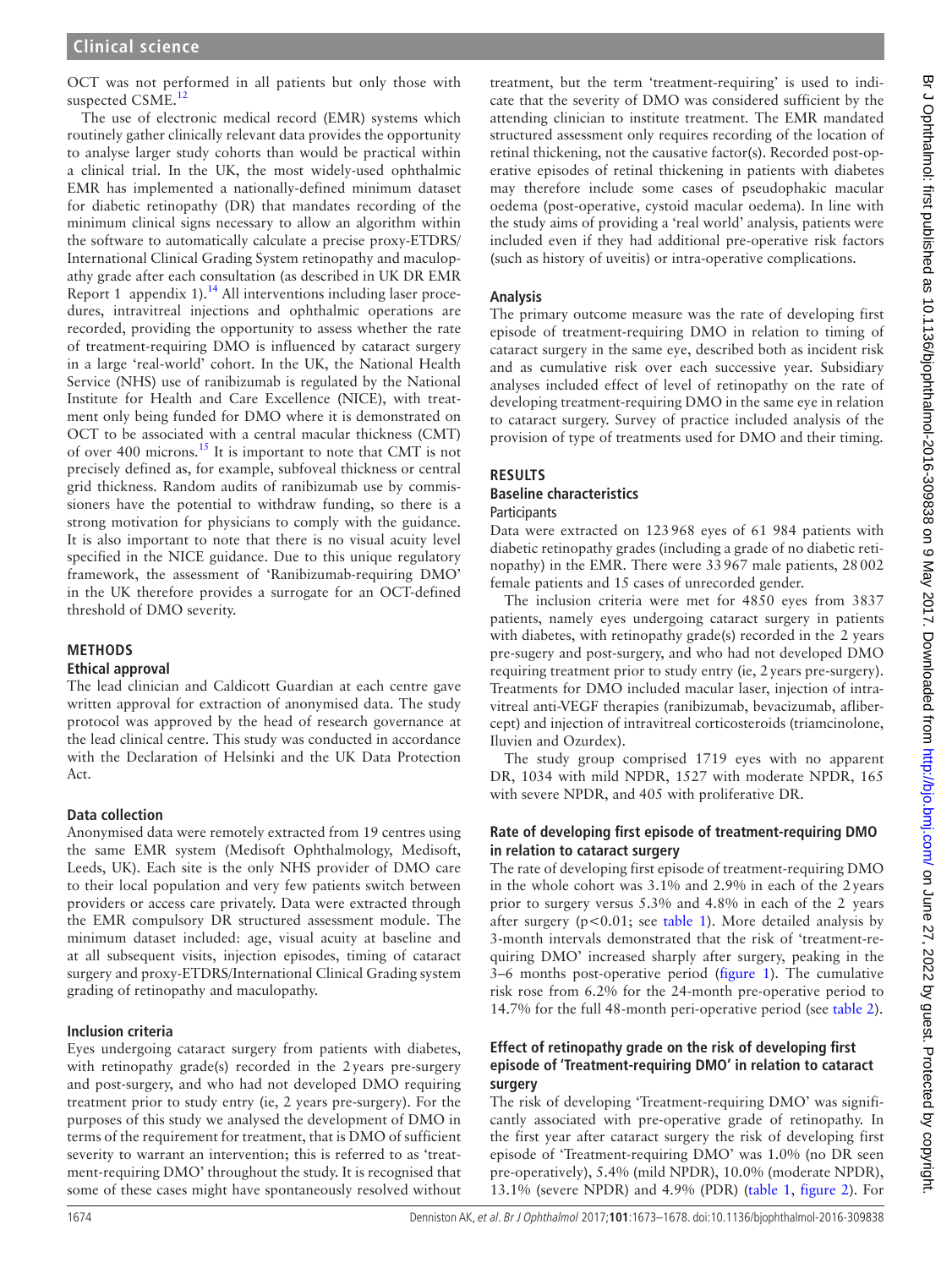OCT was not performed in all patients but only those with suspected CSME.[12]

The use of electronic medical record (EMR) systems which routinely gather clinically relevant data provides the opportunity to analyse larger study cohorts than would be practical within a clinical trial. In the UK, the most widely-used ophthalmic EMR has implemented a nationally-defined minimum dataset for diabetic retinopathy (DR) that mandates recording of the minimum clinical signs necessary to allow an algorithm within the software to automatically calculate a precise proxy-ETDRS/International Clinical Grading System retinopathy and maculopathy grade after each consultation (as described in UK DR EMR Report 1 appendix 1).[14] All interventions including laser procedures, intravitreal injections and ophthalmic operations are recorded, providing the opportunity to assess whether the rate of treatment-requiring DMO is influenced by cataract surgery in a large 'real-world' cohort. In the UK, the National Health Service (NHS) use of ranibizumab is regulated by the National Institute for Health and Care Excellence (NICE), with treatment only being funded for DMO where it is demonstrated on OCT to be associated with a central macular thickness (CMT) of over 400 microns.[15] It is important to note that CMT is not precisely defined as, for example, subfoveal thickness or central grid thickness. Random audits of ranibizumab use by commissioners have the potential to withdraw funding, so there is a strong motivation for physicians to comply with the guidance. It is also important to note that there is no visual acuity level specified in the NICE guidance. Due to this unique regulatory framework, the assessment of 'Ranibizumab-requiring DMO' in the UK therefore provides a surrogate for an OCT-defined threshold of DMO severity.

## METHODS

### Ethical approval

The lead clinician and Caldicott Guardian at each centre gave written approval for extraction of anonymised data. The study protocol was approved by the head of research governance at the lead clinical centre. This study was conducted in accordance with the Declaration of Helsinki and the UK Data Protection Act.

### Data collection

Anonymised data were remotely extracted from 19 centres using the same EMR system (Medisoft Ophthalmology, Medisoft, Leeds, UK). Each site is the only NHS provider of DMO care to their local population and very few patients switch between providers or access care privately. Data were extracted through the EMR compulsory DR structured assessment module. The minimum dataset included: age, visual acuity at baseline and at all subsequent visits, injection episodes, timing of cataract surgery and proxy-ETDRS/International Clinical Grading system grading of retinopathy and maculopathy.

### Inclusion criteria

Eyes undergoing cataract surgery from patients with diabetes, with retinopathy grade(s) recorded in the 2 years pre-surgery and post-surgery, and who had not developed DMO requiring treatment prior to study entry (ie, 2 years pre-surgery). For the purposes of this study we analysed the development of DMO in terms of the requirement for treatment, that is DMO of sufficient severity to warrant an intervention; this is referred to as 'treatment-requiring DMO' throughout the study. It is recognised that some of these cases might have spontaneously resolved without treatment, but the term 'treatment-requiring' is used to indicate that the severity of DMO was considered sufficient by the attending clinician to institute treatment. The EMR mandated structured assessment only requires recording of the location of retinal thickening, not the causative factor(s). Recorded post-operative episodes of retinal thickening in patients with diabetes may therefore include some cases of pseudophakic macular oedema (post-operative, cystoid macular oedema). In line with the study aims of providing a 'real world' analysis, patients were included even if they had additional pre-operative risk factors (such as history of uveitis) or intra-operative complications.

### Analysis

The primary outcome measure was the rate of developing first episode of treatment-requiring DMO in relation to timing of cataract surgery in the same eye, described both as incident risk and as cumulative risk over each successive year. Subsidiary analyses included effect of level of retinopathy on the rate of developing treatment-requiring DMO in the same eye in relation to cataract surgery. Survey of practice included analysis of the provision of type of treatments used for DMO and their timing.

## RESULTS

### Baseline characteristics

#### Participants

Data were extracted on 123 968 eyes of 61 984 patients with diabetic retinopathy grades (including a grade of no diabetic retinopathy) in the EMR. There were 33 967 male patients, 28 002 female patients and 15 cases of unrecorded gender.

The inclusion criteria were met for 4850 eyes from 3837 patients, namely eyes undergoing cataract surgery in patients with diabetes, with retinopathy grade(s) recorded in the 2 years pre-sugery and post-surgery, and who had not developed DMO requiring treatment prior to study entry (ie, 2 years pre-surgery). Treatments for DMO included macular laser, injection of intravitreal anti-VEGF therapies (ranibizumab, bevacizumab, aflibercept) and injection of intravitreal corticosteroids (triamcinolone, Iluvien and Ozurdex).

The study group comprised 1719 eyes with no apparent DR, 1034 with mild NPDR, 1527 with moderate NPDR, 165 with severe NPDR, and 405 with proliferative DR.

### Rate of developing first episode of treatment-requiring DMO in relation to cataract surgery

The rate of developing first episode of treatment-requiring DMO in the whole cohort was 3.1% and 2.9% in each of the 2 years prior to surgery versus 5.3% and 4.8% in each of the 2 years after surgery ($p<0.01$; see table 1). More detailed analysis by 3-month intervals demonstrated that the risk of 'treatment-requiring DMO' increased sharply after surgery, peaking in the 3–6 months post-operative period (figure 1). The cumulative risk rose from 6.2% for the 24-month pre-operative period to 14.7% for the full 48-month peri-operative period (see table 2).

### Effect of retinopathy grade on the risk of developing first episode of 'Treatment-requiring DMO' in relation to cataract surgery

The risk of developing 'Treatment-requiring DMO' was significantly associated with pre-operative grade of retinopathy. In the first year after cataract surgery the risk of developing first episode of 'Treatment-requiring DMO' was 1.0% (no DR seen pre-operatively), 5.4% (mild NPDR), 10.0% (moderate NPDR), 13.1% (severe NPDR) and 4.9% (PDR) (table 1, figure 2). For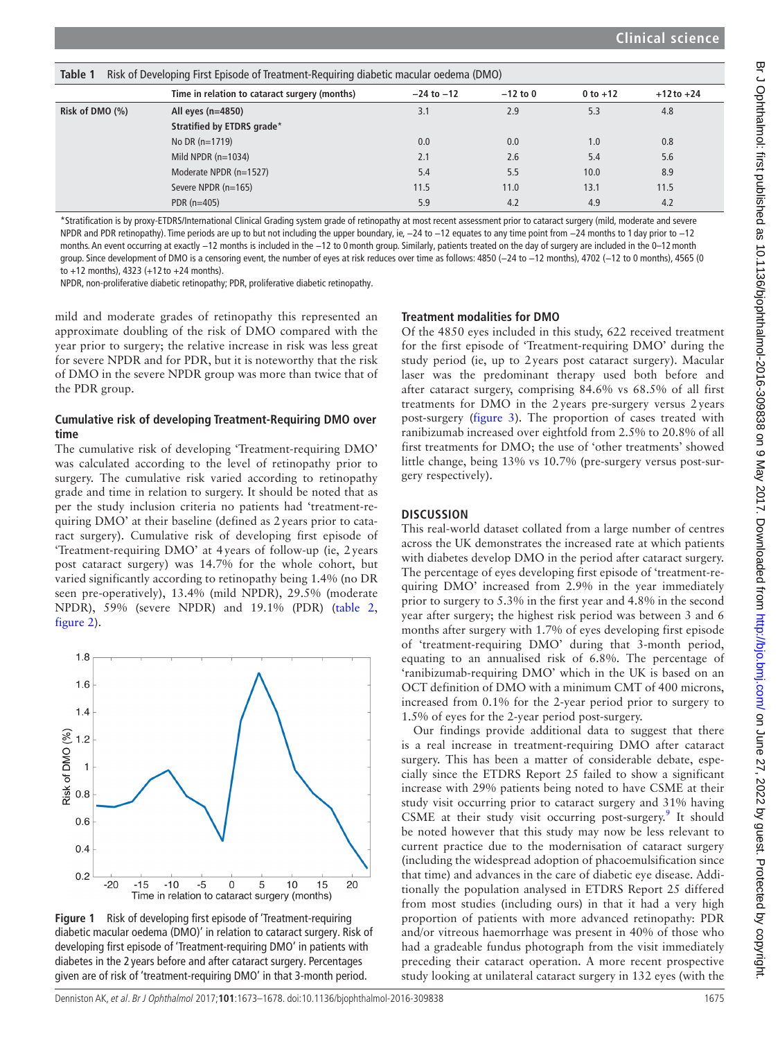**Table 1** Risk of Developing First Episode of Treatment-Requiring diabetic macular oedema (DMO)

| | Time in relation to cataract surgery (months) | −24 to −12 | −12 to 0 | 0 to +12 | +12 to +24 |
|---|---|---|---|---|---|
| Risk of DMO (%) | All eyes (n=4850) | 3.1 | 2.9 | 5.3 | 4.8 |
| | Stratified by ETDRS grade* | | | | |
| | No DR (n=1719) | 0.0 | 0.0 | 1.0 | 0.8 |
| | Mild NPDR (n=1034) | 2.1 | 2.6 | 5.4 | 5.6 |
| | Moderate NPDR (n=1527) | 5.4 | 5.5 | 10.0 | 8.9 |
| | Severe NPDR (n=165) | 11.5 | 11.0 | 13.1 | 11.5 |
| | PDR (n=405) | 5.9 | 4.2 | 4.9 | 4.2 |

*Stratification is by proxy-ETDRS/International Clinical Grading system grade of retinopathy at most recent assessment prior to cataract surgery (mild, moderate and severe NPDR and PDR retinopathy). Time periods are up to but not including the upper boundary, ie, −24 to −12 equates to any time point from −24 months to 1 day prior to −12 months. An event occurring at exactly −12 months is included in the −12 to 0 month group. Similarly, patients treated on the day of surgery are included in the 0–12 month group. Since development of DMO is a censoring event, the number of eyes at risk reduces over time as follows: 4850 (−24 to −12 months), 4702 (−12 to 0 months), 4565 (0 to +12 months), 4323 (+12 to +24 months).

NPDR, non-proliferative diabetic retinopathy; PDR, proliferative diabetic retinopathy.

mild and moderate grades of retinopathy this represented an approximate doubling of the risk of DMO compared with the year prior to surgery; the relative increase in risk was less great for severe NPDR and for PDR, but it is noteworthy that the risk of DMO in the severe NPDR group was more than twice that of the PDR group.

### Cumulative risk of developing Treatment-Requiring DMO over time

The cumulative risk of developing 'Treatment-requiring DMO' was calculated according to the level of retinopathy prior to surgery. The cumulative risk varied according to retinopathy grade and time in relation to surgery. It should be noted that as per the study inclusion criteria no patients had 'treatment-requiring DMO' at their baseline (defined as 2 years prior to cataract surgery). Cumulative risk of developing first episode of 'Treatment-requiring DMO' at 4 years of follow-up (ie, 2 years post cataract surgery) was 14.7% for the whole cohort, but varied significantly according to retinopathy being 1.4% (no DR seen pre-operatively), 13.4% (mild NPDR), 29.5% (moderate NPDR), 59% (severe NPDR) and 19.1% (PDR) (table 2, figure 2).

**Figure 1** Risk of developing first episode of 'Treatment-requiring diabetic macular oedema (DMO)' in relation to cataract surgery. Risk of developing first episode of 'Treatment-requiring DMO' in patients with diabetes in the 2 years before and after cataract surgery. Percentages given are of risk of 'treatment-requiring DMO' in that 3-month period.

### Treatment modalities for DMO

Of the 4850 eyes included in this study, 622 received treatment for the first episode of 'Treatment-requiring DMO' during the study period (ie, up to 2 years post cataract surgery). Macular laser was the predominant therapy used both before and after cataract surgery, comprising 84.6% vs 68.5% of all first treatments for DMO in the 2 years pre-surgery versus 2 years post-surgery (figure 3). The proportion of cases treated with ranibizumab increased over eightfold from 2.5% to 20.8% of all first treatments for DMO; the use of 'other treatments' showed little change, being 13% vs 10.7% (pre-surgery versus post-surgery respectively).

## DISCUSSION

This real-world dataset collated from a large number of centres across the UK demonstrates the increased rate at which patients with diabetes develop DMO in the period after cataract surgery. The percentage of eyes developing first episode of 'treatment-requiring DMO' increased from 2.9% in the year immediately prior to surgery to 5.3% in the first year and 4.8% in the second year after surgery; the highest risk period was between 3 and 6 months after surgery with 1.7% of eyes developing first episode of 'treatment-requiring DMO' during that 3-month period, equating to an annualised risk of 6.8%. The percentage of 'ranibizumab-requiring DMO' which in the UK is based on an OCT definition of DMO with a minimum CMT of 400 microns, increased from 0.1% for the 2-year period prior to surgery to 1.5% of eyes for the 2-year period post-surgery.

Our findings provide additional data to suggest that there is a real increase in treatment-requiring DMO after cataract surgery. This has been a matter of considerable debate, especially since the ETDRS Report 25 failed to show a significant increase with 29% patients being noted to have CSME at their study visit occurring prior to cataract surgery and 31% having CSME at their study visit occurring post-surgery.[9] It should be noted however that this study may now be less relevant to current practice due to the modernisation of cataract surgery (including the widespread adoption of phacoemulsification since that time) and advances in the care of diabetic eye disease. Additionally the population analysed in ETDRS Report 25 differed from most studies (including ours) in that it had a very high proportion of patients with more advanced retinopathy: PDR and/or vitreous haemorrhage was present in 40% of those who had a gradeable fundus photograph from the visit immediately preceding their cataract operation. A more recent prospective study looking at unilateral cataract surgery in 132 eyes (with the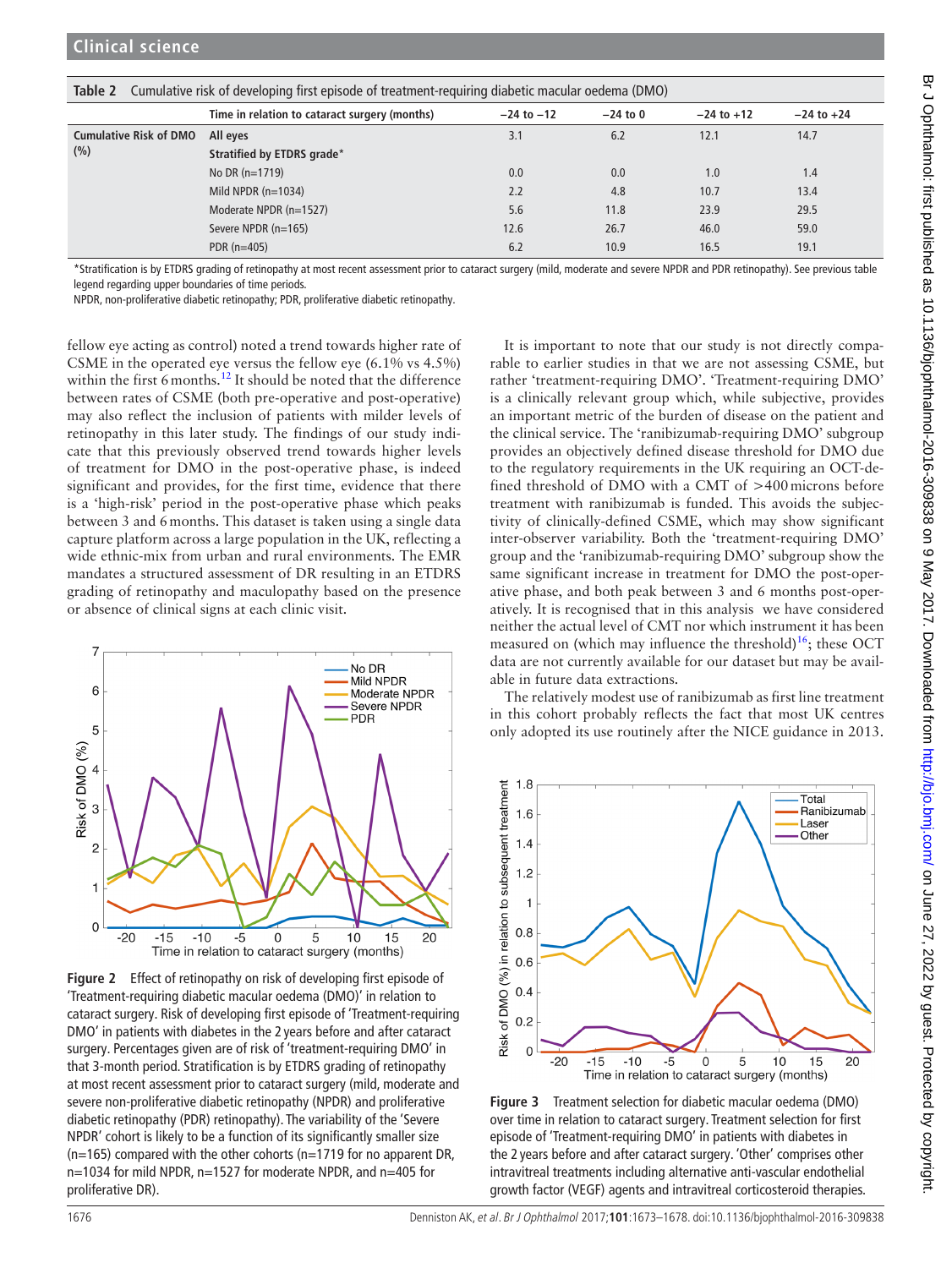**Table 2** Cumulative risk of developing first episode of treatment-requiring diabetic macular oedema (DMO)

| | Time in relation to cataract surgery (months) | −24 to −12 | −24 to 0 | −24 to +12 | −24 to +24 |
|---|---|---|---|---|---|
| Cumulative Risk of DMO (%) | All eyes | 3.1 | 6.2 | 12.1 | 14.7 |
| | Stratified by ETDRS grade* | | | | |
| | No DR (n=1719) | 0.0 | 0.0 | 1.0 | 1.4 |
| | Mild NPDR (n=1034) | 2.2 | 4.8 | 10.7 | 13.4 |
| | Moderate NPDR (n=1527) | 5.6 | 11.8 | 23.9 | 29.5 |
| | Severe NPDR (n=165) | 12.6 | 26.7 | 46.0 | 59.0 |
| | PDR (n=405) | 6.2 | 10.9 | 16.5 | 19.1 |

*Stratification is by ETDRS grading of retinopathy at most recent assessment prior to cataract surgery (mild, moderate and severe NPDR and PDR retinopathy). See previous table legend regarding upper boundaries of time periods.
NPDR, non-proliferative diabetic retinopathy; PDR, proliferative diabetic retinopathy.

fellow eye acting as control) noted a trend towards higher rate of CSME in the operated eye versus the fellow eye (6.1% vs 4.5%) within the first 6 months.[12] It should be noted that the difference between rates of CSME (both pre-operative and post-operative) may also reflect the inclusion of patients with milder levels of retinopathy in this later study. The findings of our study indicate that this previously observed trend towards higher levels of treatment for DMO in the post-operative phase, is indeed significant and provides, for the first time, evidence that there is a 'high-risk' period in the post-operative phase which peaks between 3 and 6 months. This dataset is taken using a single data capture platform across a large population in the UK, reflecting a wide ethnic-mix from urban and rural environments. The EMR mandates a structured assessment of DR resulting in an ETDRS grading of retinopathy and maculopathy based on the presence or absence of clinical signs at each clinic visit.

**Figure 2** Effect of retinopathy on risk of developing first episode of 'Treatment-requiring diabetic macular oedema (DMO)' in relation to cataract surgery. Risk of developing first episode of 'Treatment-requiring DMO' in patients with diabetes in the 2 years before and after cataract surgery. Percentages given are of risk of 'treatment-requiring DMO' in that 3-month period. Stratification is by ETDRS grading of retinopathy at most recent assessment prior to cataract surgery (mild, moderate and severe non-proliferative diabetic retinopathy (NPDR) and proliferative diabetic retinopathy (PDR) retinopathy). The variability of the 'Severe NPDR' cohort is likely to be a function of its significantly smaller size (n=165) compared with the other cohorts (n=1719 for no apparent DR, n=1034 for mild NPDR, n=1527 for moderate NPDR, and n=405 for proliferative DR).

It is important to note that our study is not directly comparable to earlier studies in that we are not assessing CSME, but rather 'treatment-requiring DMO'. 'Treatment-requiring DMO' is a clinically relevant group which, while subjective, provides an important metric of the burden of disease on the patient and the clinical service. The 'ranibizumab-requiring DMO' subgroup provides an objectively defined disease threshold for DMO due to the regulatory requirements in the UK requiring an OCT-defined threshold of DMO with a CMT of >400 microns before treatment with ranibizumab is funded. This avoids the subjectivity of clinically-defined CSME, which may show significant inter-observer variability. Both the 'treatment-requiring DMO' group and the 'ranibizumab-requiring DMO' subgroup show the same significant increase in treatment for DMO the post-operative phase, and both peak between 3 and 6 months post-operatively. It is recognised that in this analysis we have considered neither the actual level of CMT nor which instrument it has been measured on (which may influence the threshold)[16]; these OCT data are not currently available for our dataset but may be available in future data extractions.

The relatively modest use of ranibizumab as first line treatment in this cohort probably reflects the fact that most UK centres only adopted its use routinely after the NICE guidance in 2013.

**Figure 3** Treatment selection for diabetic macular oedema (DMO) over time in relation to cataract surgery. Treatment selection for first episode of 'Treatment-requiring DMO' in patients with diabetes in the 2 years before and after cataract surgery. 'Other' comprises other intravitreal treatments including alternative anti-vascular endothelial growth factor (VEGF) agents and intravitreal corticosteroid therapies.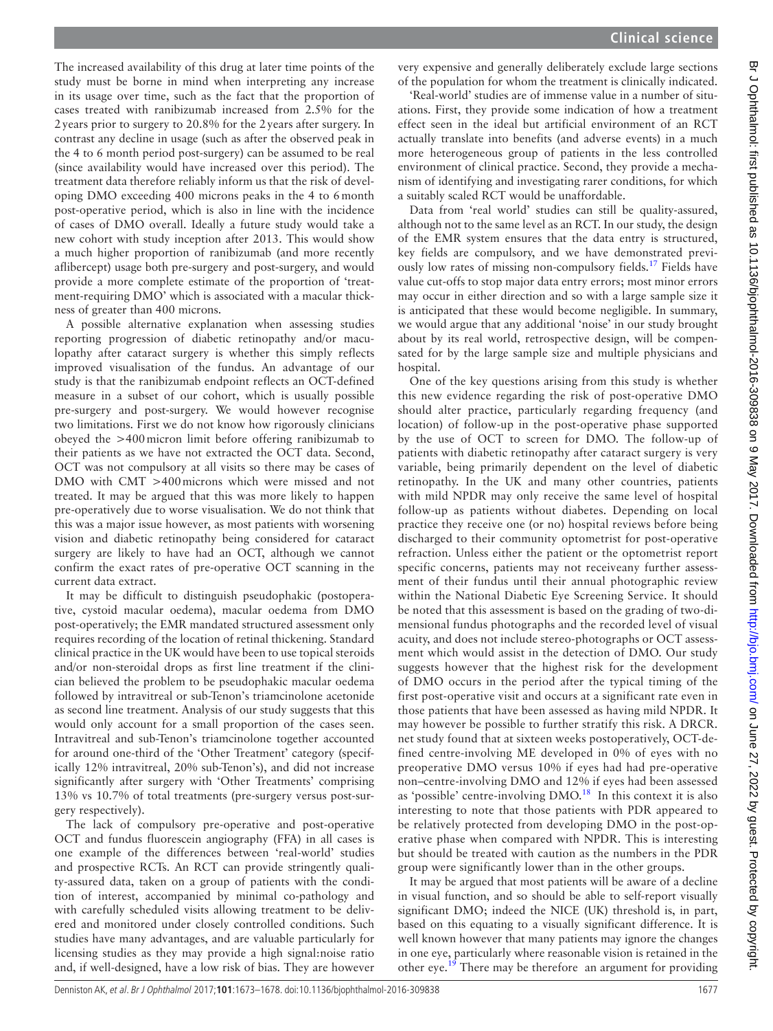The increased availability of this drug at later time points of the study must be borne in mind when interpreting any increase in its usage over time, such as the fact that the proportion of cases treated with ranibizumab increased from 2.5% for the 2 years prior to surgery to 20.8% for the 2 years after surgery. In contrast any decline in usage (such as after the observed peak in the 4 to 6 month period post-surgery) can be assumed to be real (since availability would have increased over this period). The treatment data therefore reliably inform us that the risk of developing DMO exceeding 400 microns peaks in the 4 to 6 month post-operative period, which is also in line with the incidence of cases of DMO overall. Ideally a future study would take a new cohort with study inception after 2013. This would show a much higher proportion of ranibizumab (and more recently aflibercept) usage both pre-surgery and post-surgery, and would provide a more complete estimate of the proportion of 'treatment-requiring DMO' which is associated with a macular thickness of greater than 400 microns.

A possible alternative explanation when assessing studies reporting progression of diabetic retinopathy and/or maculopathy after cataract surgery is whether this simply reflects improved visualisation of the fundus. An advantage of our study is that the ranibizumab endpoint reflects an OCT-defined measure in a subset of our cohort, which is usually possible pre-surgery and post-surgery. We would however recognise two limitations. First we do not know how rigorously clinicians obeyed the >400 micron limit before offering ranibizumab to their patients as we have not extracted the OCT data. Second, OCT was not compulsory at all visits so there may be cases of DMO with CMT >400 microns which were missed and not treated. It may be argued that this was more likely to happen pre-operatively due to worse visualisation. We do not think that this was a major issue however, as most patients with worsening vision and diabetic retinopathy being considered for cataract surgery are likely to have had an OCT, although we cannot confirm the exact rates of pre-operative OCT scanning in the current data extract.

It may be difficult to distinguish pseudophakic (postoperative, cystoid macular oedema), macular oedema from DMO post-operatively; the EMR mandated structured assessment only requires recording of the location of retinal thickening. Standard clinical practice in the UK would have been to use topical steroids and/or non-steroidal drops as first line treatment if the clinician believed the problem to be pseudophakic macular oedema followed by intravitreal or sub-Tenon's triamcinolone acetonide as second line treatment. Analysis of our study suggests that this would only account for a small proportion of the cases seen. Intravitreal and sub-Tenon's triamcinolone together accounted for around one-third of the 'Other Treatment' category (specifically 12% intravitreal, 20% sub-Tenon's), and did not increase significantly after surgery with 'Other Treatments' comprising 13% vs 10.7% of total treatments (pre-surgery versus post-surgery respectively).

The lack of compulsory pre-operative and post-operative OCT and fundus fluorescein angiography (FFA) in all cases is one example of the differences between 'real-world' studies and prospective RCTs. An RCT can provide stringently quality-assured data, taken on a group of patients with the condition of interest, accompanied by minimal co-pathology and with carefully scheduled visits allowing treatment to be delivered and monitored under closely controlled conditions. Such studies have many advantages, and are valuable particularly for licensing studies as they may provide a high signal:noise ratio and, if well-designed, have a low risk of bias. They are however very expensive and generally deliberately exclude large sections of the population for whom the treatment is clinically indicated.

'Real-world' studies are of immense value in a number of situations. First, they provide some indication of how a treatment effect seen in the ideal but artificial environment of an RCT actually translate into benefits (and adverse events) in a much more heterogeneous group of patients in the less controlled environment of clinical practice. Second, they provide a mechanism of identifying and investigating rarer conditions, for which a suitably scaled RCT would be unaffordable.

Data from 'real world' studies can still be quality-assured, although not to the same level as an RCT. In our study, the design of the EMR system ensures that the data entry is structured, key fields are compulsory, and we have demonstrated previously low rates of missing non-compulsory fields.[17] Fields have value cut-offs to stop major data entry errors; most minor errors may occur in either direction and so with a large sample size it is anticipated that these would become negligible. In summary, we would argue that any additional 'noise' in our study brought about by its real world, retrospective design, will be compensated for by the large sample size and multiple physicians and hospital.

One of the key questions arising from this study is whether this new evidence regarding the risk of post-operative DMO should alter practice, particularly regarding frequency (and location) of follow-up in the post-operative phase supported by the use of OCT to screen for DMO. The follow-up of patients with diabetic retinopathy after cataract surgery is very variable, being primarily dependent on the level of diabetic retinopathy. In the UK and many other countries, patients with mild NPDR may only receive the same level of hospital follow-up as patients without diabetes. Depending on local practice they receive one (or no) hospital reviews before being discharged to their community optometrist for post-operative refraction. Unless either the patient or the optometrist report specific concerns, patients may not receiveany further assessment of their fundus until their annual photographic review within the National Diabetic Eye Screening Service. It should be noted that this assessment is based on the grading of two-dimensional fundus photographs and the recorded level of visual acuity, and does not include stereo-photographs or OCT assessment which would assist in the detection of DMO. Our study suggests however that the highest risk for the development of DMO occurs in the period after the typical timing of the first post-operative visit and occurs at a significant rate even in those patients that have been assessed as having mild NPDR. It may however be possible to further stratify this risk. A DRCR.net study found that at sixteen weeks postoperatively, OCT-defined centre-involving ME developed in 0% of eyes with no preoperative DMO versus 10% if eyes had had pre-operative non–centre-involving DMO and 12% if eyes had been assessed as 'possible' centre-involving DMO.[18] In this context it is also interesting to note that those patients with PDR appeared to be relatively protected from developing DMO in the post-operative phase when compared with NPDR. This is interesting but should be treated with caution as the numbers in the PDR group were significantly lower than in the other groups.

It may be argued that most patients will be aware of a decline in visual function, and so should be able to self-report visually significant DMO; indeed the NICE (UK) threshold is, in part, based on this equating to a visually significant difference. It is well known however that many patients may ignore the changes in one eye, particularly where reasonable vision is retained in the other eye.[19] There may be therefore an argument for providing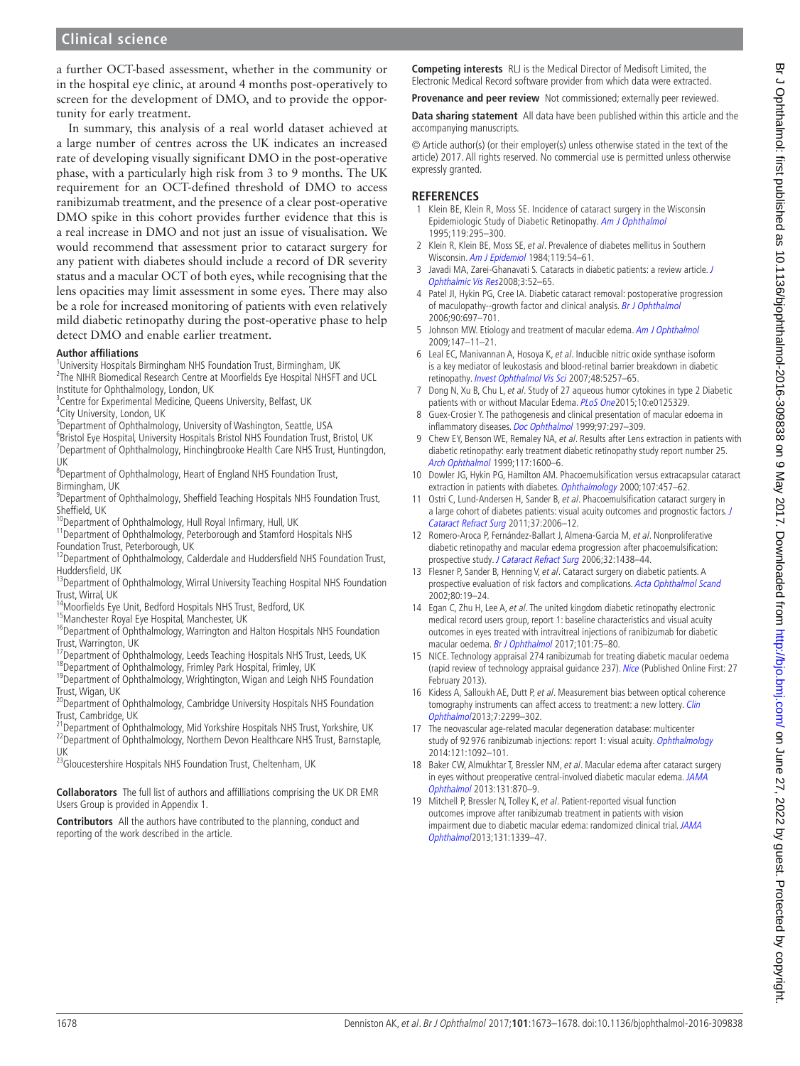a further OCT-based assessment, whether in the community or in the hospital eye clinic, at around 4 months post-operatively to screen for the development of DMO, and to provide the opportunity for early treatment.

In summary, this analysis of a real world dataset achieved at a large number of centres across the UK indicates an increased rate of developing visually significant DMO in the post-operative phase, with a particularly high risk from 3 to 9 months. The UK requirement for an OCT-defined threshold of DMO to access ranibizumab treatment, and the presence of a clear post-operative DMO spike in this cohort provides further evidence that this is a real increase in DMO and not just an issue of visualisation. We would recommend that assessment prior to cataract surgery for any patient with diabetes should include a record of DR severity status and a macular OCT of both eyes, while recognising that the lens opacities may limit assessment in some eyes. There may also be a role for increased monitoring of patients with even relatively mild diabetic retinopathy during the post-operative phase to help detect DMO and enable earlier treatment.

**Author affiliations**

[1]University Hospitals Birmingham NHS Foundation Trust, Birmingham, UK
[2]The NIHR Biomedical Research Centre at Moorfields Eye Hospital NHSFT and UCL Institute for Ophthalmology, London, UK
[3]Centre for Experimental Medicine, Queens University, Belfast, UK
[4]City University, London, UK
[5]Department of Ophthalmology, University of Washington, Seattle, USA
[6]Bristol Eye Hospital, University Hospitals Bristol NHS Foundation Trust, Bristol, UK
[7]Department of Ophthalmology, Hinchingbrooke Health Care NHS Trust, Huntingdon, UK
[8]Department of Ophthalmology, Heart of England NHS Foundation Trust, Birmingham, UK
[9]Department of Ophthalmology, Sheffield Teaching Hospitals NHS Foundation Trust, Sheffield, UK
[10]Department of Ophthalmology, Hull Royal Infirmary, Hull, UK
[11]Department of Ophthalmology, Peterborough and Stamford Hospitals NHS Foundation Trust, Peterborough, UK
[12]Department of Ophthalmology, Calderdale and Huddersfield NHS Foundation Trust, Huddersfield, UK
[13]Department of Ophthalmology, Wirral University Teaching Hospital NHS Foundation Trust, Wirral, UK
[14]Moorfields Eye Unit, Bedford Hospitals NHS Trust, Bedford, UK
[15]Manchester Royal Eye Hospital, Manchester, UK
[16]Department of Ophthalmology, Warrington and Halton Hospitals NHS Foundation Trust, Warrington, UK
[17]Department of Ophthalmology, Leeds Teaching Hospitals NHS Trust, Leeds, UK
[18]Department of Ophthalmology, Frimley Park Hospital, Frimley, UK
[19]Department of Ophthalmology, Wrightington, Wigan and Leigh NHS Foundation Trust, Wigan, UK
[20]Department of Ophthalmology, Cambridge University Hospitals NHS Foundation Trust, Cambridge, UK
[21]Department of Ophthalmology, Mid Yorkshire Hospitals NHS Trust, Yorkshire, UK
[22]Department of Ophthalmology, Northern Devon Healthcare NHS Trust, Barnstaple, UK
[23]Gloucestershire Hospitals NHS Foundation Trust, Cheltenham, UK

**Collaborators** The full list of authors and affilliations comprising the UK DR EMR Users Group is provided in Appendix 1.

**Contributors** All the authors have contributed to the planning, conduct and reporting of the work described in the article.

**Competing interests** RLJ is the Medical Director of Medisoft Limited, the Electronic Medical Record software provider from which data were extracted.

**Provenance and peer review** Not commissioned; externally peer reviewed.

**Data sharing statement** All data have been published within this article and the accompanying manuscripts.

© Article author(s) (or their employer(s) unless otherwise stated in the text of the article) 2017. All rights reserved. No commercial use is permitted unless otherwise expressly granted.

## REFERENCES

1. Klein BE, Klein R, Moss SE. Incidence of cataract surgery in the Wisconsin Epidemiologic Study of Diabetic Retinopathy. *Am J Ophthalmol* 1995;119:295–300.
2. Klein R, Klein BE, Moss SE, *et al*. Prevalence of diabetes mellitus in Southern Wisconsin. *Am J Epidemiol* 1984;119:54–61.
3. Javadi MA, Zarei-Ghanavati S. Cataracts in diabetic patients: a review article. *J Ophthalmic Vis Res*2008;3:52–65.
4. Patel JI, Hykin PG, Cree IA. Diabetic cataract removal: postoperative progression of maculopathy--growth factor and clinical analysis. *Br J Ophthalmol* 2006;90:697–701.
5. Johnson MW. Etiology and treatment of macular edema. *Am J Ophthalmol* 2009;147–11–21.
6. Leal EC, Manivannan A, Hosoya K, *et al*. Inducible nitric oxide synthase isoform is a key mediator of leukostasis and blood-retinal barrier breakdown in diabetic retinopathy. *Invest Ophthalmol Vis Sci* 2007;48:5257–65.
7. Dong N, Xu B, Chu L, *et al*. Study of 27 aqueous humor cytokines in type 2 Diabetic patients with or without Macular Edema. *PLoS One*2015;10:e0125329.
8. Guex-Crosier Y. The pathogenesis and clinical presentation of macular edema in inflammatory diseases. *Doc Ophthalmol* 1999;97:297–309.
9. Chew EY, Benson WE, Remaley NA, *et al*. Results after Lens extraction in patients with diabetic retinopathy: early treatment diabetic retinopathy study report number 25. *Arch Ophthalmol* 1999;117:1600–6.
10. Dowler JG, Hykin PG, Hamilton AM. Phacoemulsification versus extracapsular cataract extraction in patients with diabetes. *Ophthalmology* 2000;107:457–62.
11. Ostri C, Lund-Andersen H, Sander B, *et al*. Phacoemulsification cataract surgery in a large cohort of diabetes patients: visual acuity outcomes and prognostic factors. *J Cataract Refract Surg* 2011;37:2006–12.
12. Romero-Aroca P, Fernández-Ballart J, Almena-Garcia M, *et al*. Nonproliferative diabetic retinopathy and macular edema progression after phacoemulsification: prospective study. *J Cataract Refract Surg* 2006;32:1438–44.
13. Flesner P, Sander B, Henning V, *et al*. Cataract surgery on diabetic patients. A prospective evaluation of risk factors and complications. *Acta Ophthalmol Scand* 2002;80:19–24.
14. Egan C, Zhu H, Lee A, *et al*. The united kingdom diabetic retinopathy electronic medical record users group, report 1: baseline characteristics and visual acuity outcomes in eyes treated with intravitreal injections of ranibizumab for diabetic macular oedema. *Br J Ophthalmol* 2017;101:75–80.
15. NICE. Technology appraisal 274 ranibizumab for treating diabetic macular oedema (rapid review of technology appraisal guidance 237). *Nice* (Published Online First: 27 February 2013).
16. Kidess A, Salloukh AE, Dutt P, *et al*. Measurement bias between optical coherence tomography instruments can affect access to treatment: a new lottery. *Clin Ophthalmol*2013;7:2299–302.
17. The neovascular age-related macular degeneration database: multicenter study of 92 976 ranibizumab injections: report 1: visual acuity. *Ophthalmology* 2014:121:1092–101.
18. Baker CW, Almukhtar T, Bressler NM, *et al*. Macular edema after cataract surgery in eyes without preoperative central-involved diabetic macular edema. *JAMA Ophthalmol* 2013:131:870–9.
19. Mitchell P, Bressler N, Tolley K, *et al*. Patient-reported visual function outcomes improve after ranibizumab treatment in patients with vision impairment due to diabetic macular edema: randomized clinical trial. *JAMA Ophthalmol*2013;131:1339–47.